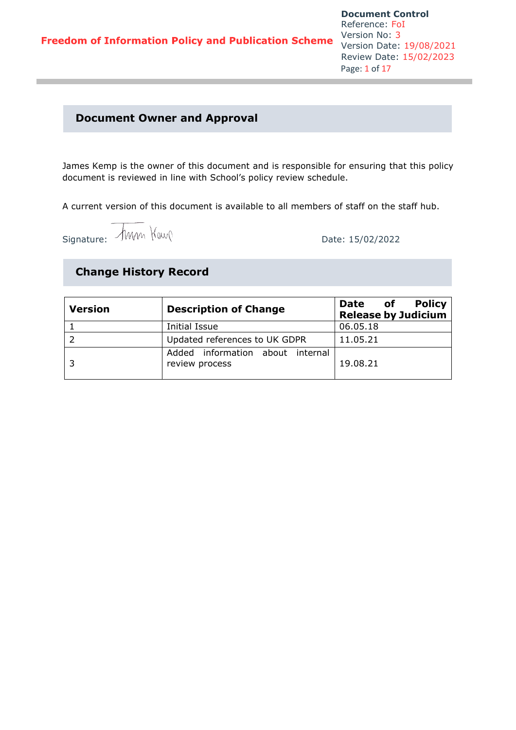**Freedom of Information Policy and Publication Scheme**

**Document Control**
Reference: FoI
Version No: 3
Version Date: 19/08/2021
Review Date: 15/02/2023

## Document Owner and Approval

James Kemp is the owner of this document and is responsible for ensuring that this policy document is reviewed in line with School's policy review schedule.

A current version of this document is available to all members of staff on the staff hub.

Signature: Date: 15/02/2022

## Change History Record

| Version | Description of Change | Date of Policy Release by Judicium |
|---|---|---|
| 1 | Initial Issue | 06.05.18 |
| 2 | Updated references to UK GDPR | 11.05.21 |
| 3 | Added information about internal review process | 19.08.21 |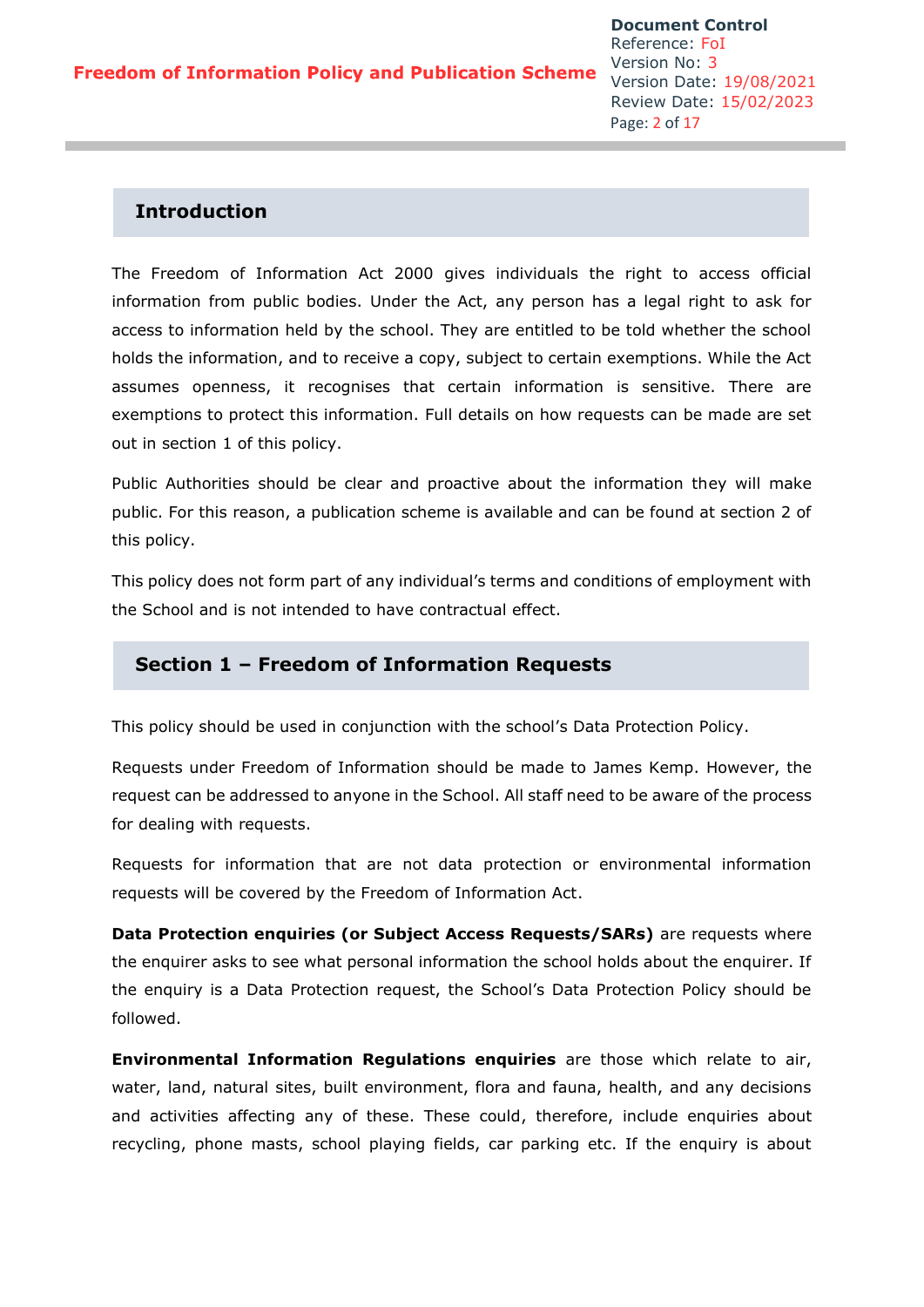## Introduction

The Freedom of Information Act 2000 gives individuals the right to access official information from public bodies. Under the Act, any person has a legal right to ask for access to information held by the school. They are entitled to be told whether the school holds the information, and to receive a copy, subject to certain exemptions. While the Act assumes openness, it recognises that certain information is sensitive. There are exemptions to protect this information. Full details on how requests can be made are set out in section 1 of this policy.

Public Authorities should be clear and proactive about the information they will make public. For this reason, a publication scheme is available and can be found at section 2 of this policy.

This policy does not form part of any individual's terms and conditions of employment with the School and is not intended to have contractual effect.

## Section 1 – Freedom of Information Requests

This policy should be used in conjunction with the school's Data Protection Policy.

Requests under Freedom of Information should be made to James Kemp. However, the request can be addressed to anyone in the School. All staff need to be aware of the process for dealing with requests.

Requests for information that are not data protection or environmental information requests will be covered by the Freedom of Information Act.

**Data Protection enquiries (or Subject Access Requests/SARs)** are requests where the enquirer asks to see what personal information the school holds about the enquirer. If the enquiry is a Data Protection request, the School's Data Protection Policy should be followed.

**Environmental Information Regulations enquiries** are those which relate to air, water, land, natural sites, built environment, flora and fauna, health, and any decisions and activities affecting any of these. These could, therefore, include enquiries about recycling, phone masts, school playing fields, car parking etc. If the enquiry is about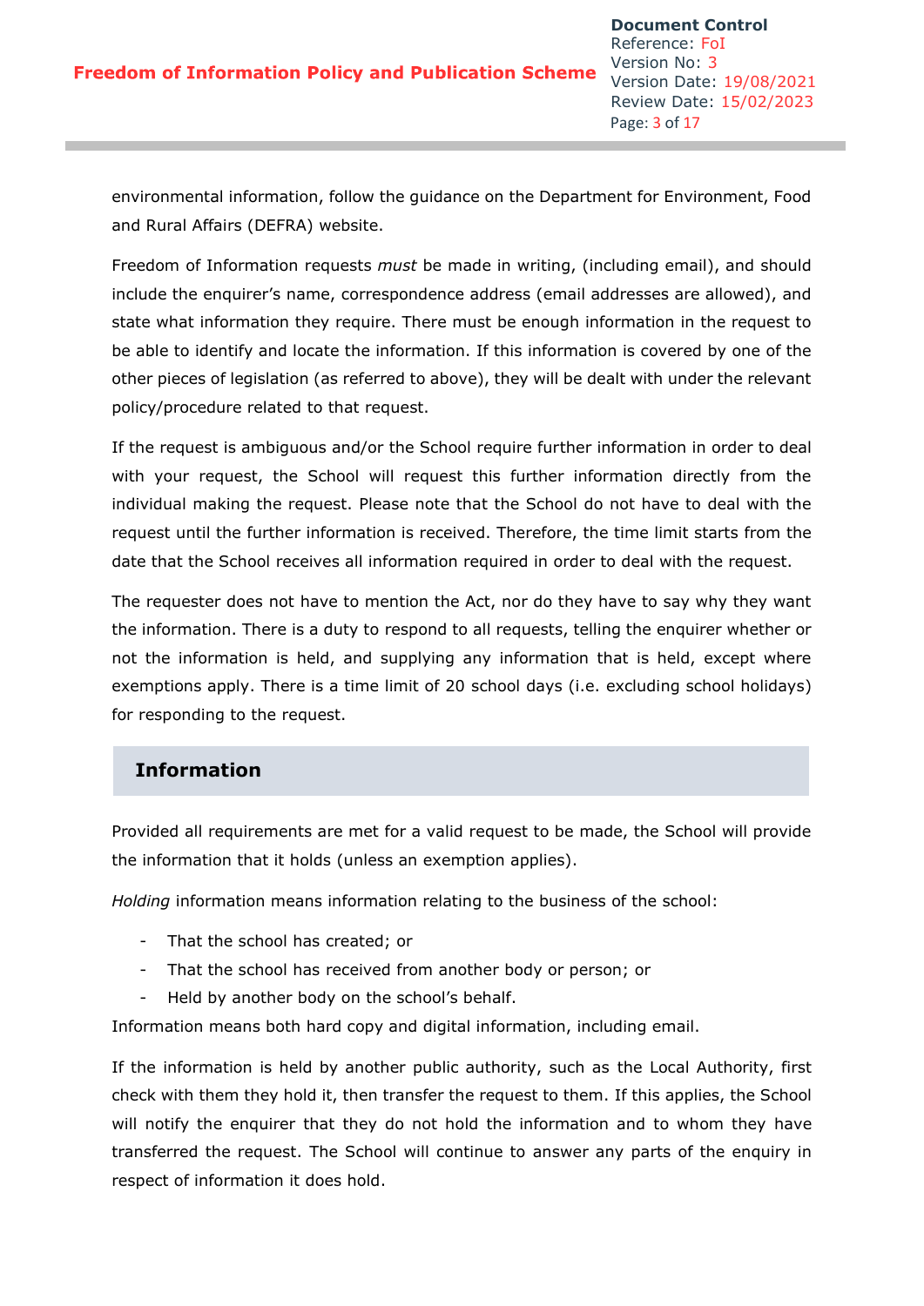environmental information, follow the guidance on the Department for Environment, Food and Rural Affairs (DEFRA) website.

Freedom of Information requests *must* be made in writing, (including email), and should include the enquirer's name, correspondence address (email addresses are allowed), and state what information they require. There must be enough information in the request to be able to identify and locate the information. If this information is covered by one of the other pieces of legislation (as referred to above), they will be dealt with under the relevant policy/procedure related to that request.

If the request is ambiguous and/or the School require further information in order to deal with your request, the School will request this further information directly from the individual making the request. Please note that the School do not have to deal with the request until the further information is received. Therefore, the time limit starts from the date that the School receives all information required in order to deal with the request.

The requester does not have to mention the Act, nor do they have to say why they want the information. There is a duty to respond to all requests, telling the enquirer whether or not the information is held, and supplying any information that is held, except where exemptions apply. There is a time limit of 20 school days (i.e. excluding school holidays) for responding to the request.

## Information

Provided all requirements are met for a valid request to be made, the School will provide the information that it holds (unless an exemption applies).

*Holding* information means information relating to the business of the school:

- That the school has created; or
- That the school has received from another body or person; or
- Held by another body on the school's behalf.

Information means both hard copy and digital information, including email.

If the information is held by another public authority, such as the Local Authority, first check with them they hold it, then transfer the request to them. If this applies, the School will notify the enquirer that they do not hold the information and to whom they have transferred the request. The School will continue to answer any parts of the enquiry in respect of information it does hold.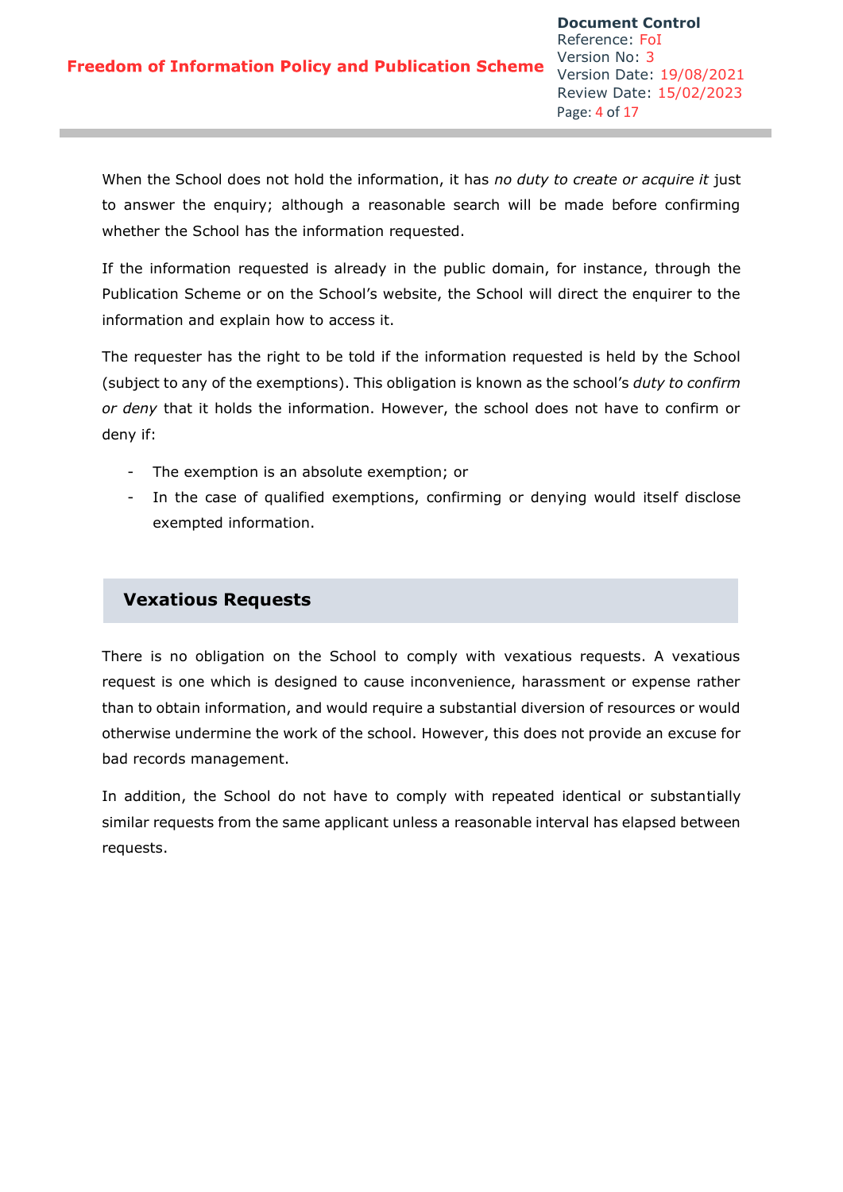When the School does not hold the information, it has *no duty to create or acquire it* just to answer the enquiry; although a reasonable search will be made before confirming whether the School has the information requested.

If the information requested is already in the public domain, for instance, through the Publication Scheme or on the School's website, the School will direct the enquirer to the information and explain how to access it.

The requester has the right to be told if the information requested is held by the School (subject to any of the exemptions). This obligation is known as the school's *duty to confirm or deny* that it holds the information. However, the school does not have to confirm or deny if:

- The exemption is an absolute exemption; or
- In the case of qualified exemptions, confirming or denying would itself disclose exempted information.

## Vexatious Requests

There is no obligation on the School to comply with vexatious requests. A vexatious request is one which is designed to cause inconvenience, harassment or expense rather than to obtain information, and would require a substantial diversion of resources or would otherwise undermine the work of the school. However, this does not provide an excuse for bad records management.

In addition, the School do not have to comply with repeated identical or substantially similar requests from the same applicant unless a reasonable interval has elapsed between requests.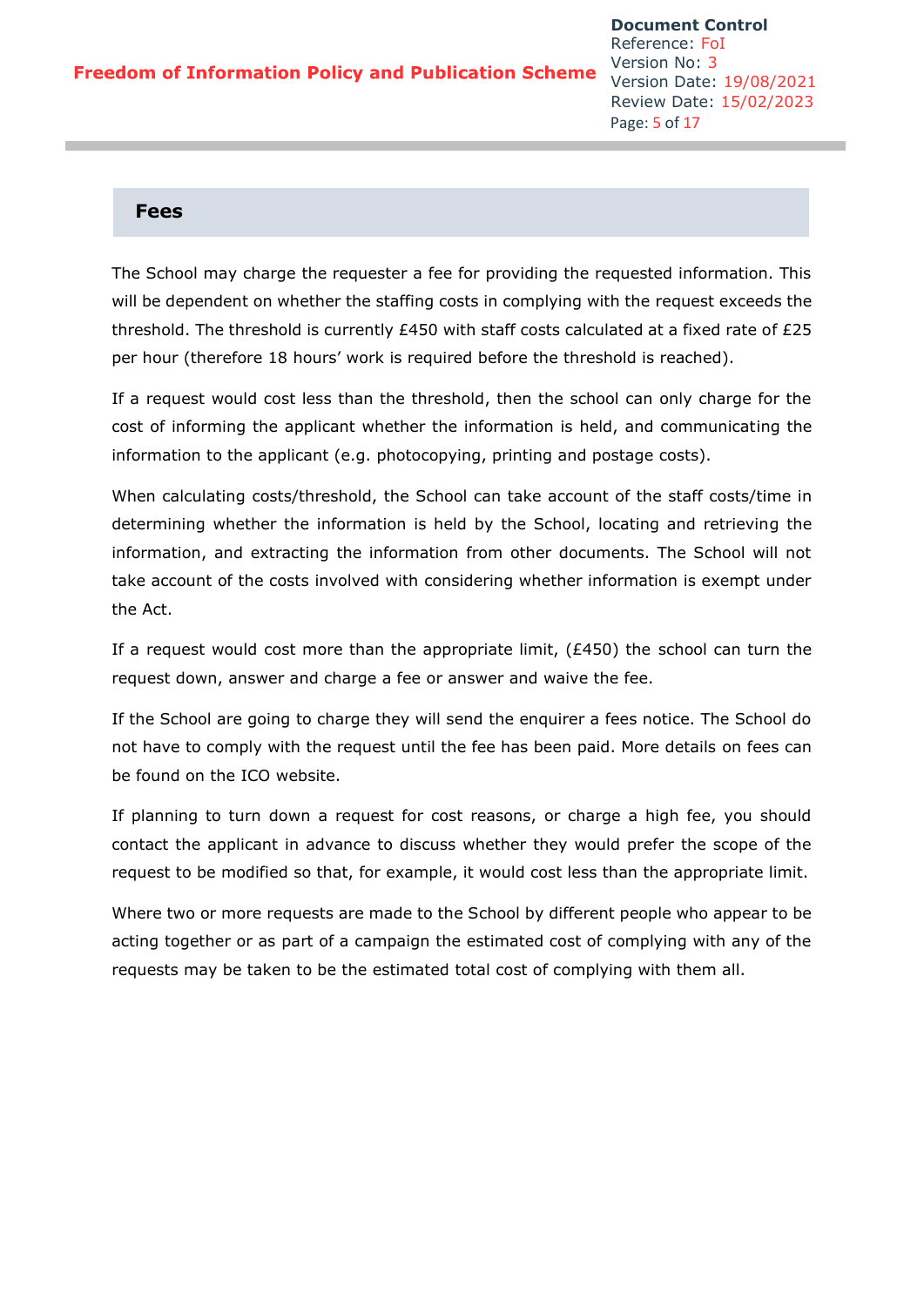## Fees

The School may charge the requester a fee for providing the requested information. This will be dependent on whether the staffing costs in complying with the request exceeds the threshold. The threshold is currently £450 with staff costs calculated at a fixed rate of £25 per hour (therefore 18 hours' work is required before the threshold is reached).

If a request would cost less than the threshold, then the school can only charge for the cost of informing the applicant whether the information is held, and communicating the information to the applicant (e.g. photocopying, printing and postage costs).

When calculating costs/threshold, the School can take account of the staff costs/time in determining whether the information is held by the School, locating and retrieving the information, and extracting the information from other documents. The School will not take account of the costs involved with considering whether information is exempt under the Act.

If a request would cost more than the appropriate limit, (£450) the school can turn the request down, answer and charge a fee or answer and waive the fee.

If the School are going to charge they will send the enquirer a fees notice. The School do not have to comply with the request until the fee has been paid. More details on fees can be found on the ICO website.

If planning to turn down a request for cost reasons, or charge a high fee, you should contact the applicant in advance to discuss whether they would prefer the scope of the request to be modified so that, for example, it would cost less than the appropriate limit.

Where two or more requests are made to the School by different people who appear to be acting together or as part of a campaign the estimated cost of complying with any of the requests may be taken to be the estimated total cost of complying with them all.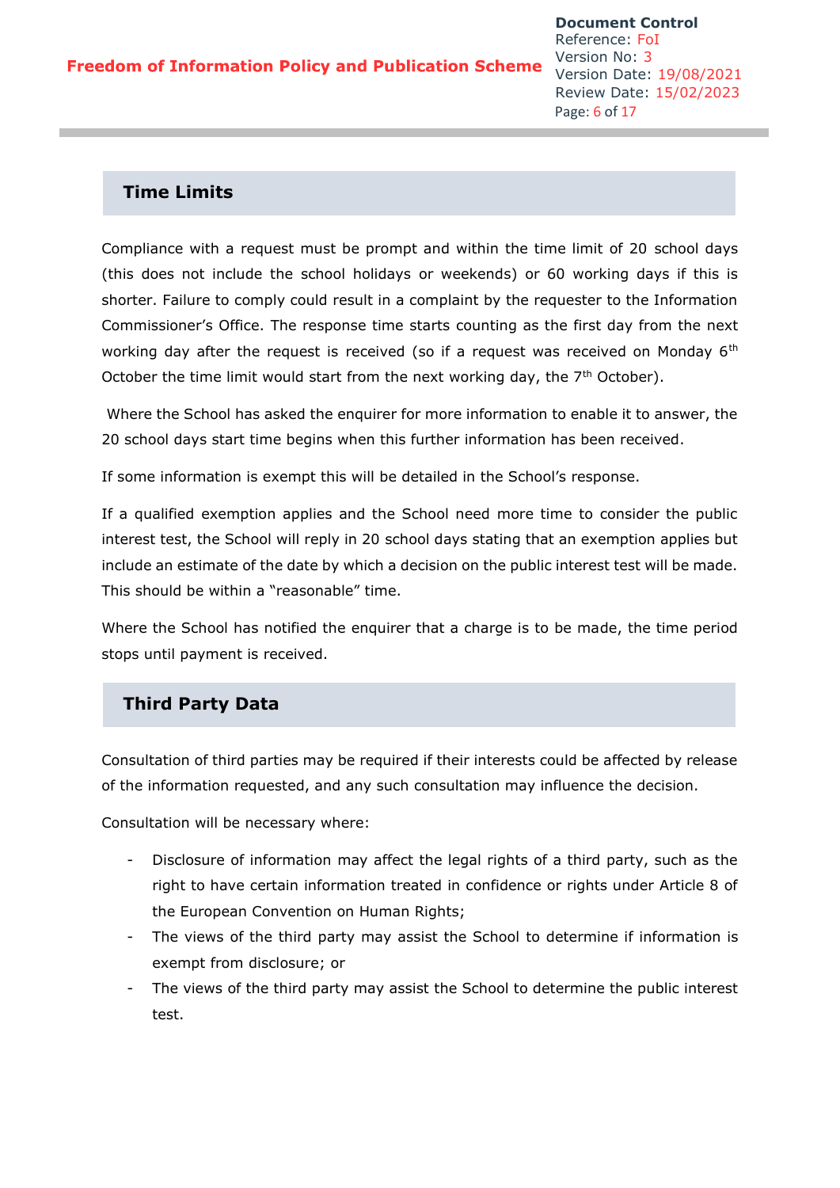## Time Limits

Compliance with a request must be prompt and within the time limit of 20 school days (this does not include the school holidays or weekends) or 60 working days if this is shorter. Failure to comply could result in a complaint by the requester to the Information Commissioner's Office. The response time starts counting as the first day from the next working day after the request is received (so if a request was received on Monday 6th October the time limit would start from the next working day, the 7th October).

Where the School has asked the enquirer for more information to enable it to answer, the 20 school days start time begins when this further information has been received.

If some information is exempt this will be detailed in the School's response.

If a qualified exemption applies and the School need more time to consider the public interest test, the School will reply in 20 school days stating that an exemption applies but include an estimate of the date by which a decision on the public interest test will be made. This should be within a "reasonable" time.

Where the School has notified the enquirer that a charge is to be made, the time period stops until payment is received.

## Third Party Data

Consultation of third parties may be required if their interests could be affected by release of the information requested, and any such consultation may influence the decision.

Consultation will be necessary where:

- Disclosure of information may affect the legal rights of a third party, such as the right to have certain information treated in confidence or rights under Article 8 of the European Convention on Human Rights;
- The views of the third party may assist the School to determine if information is exempt from disclosure; or
- The views of the third party may assist the School to determine the public interest test.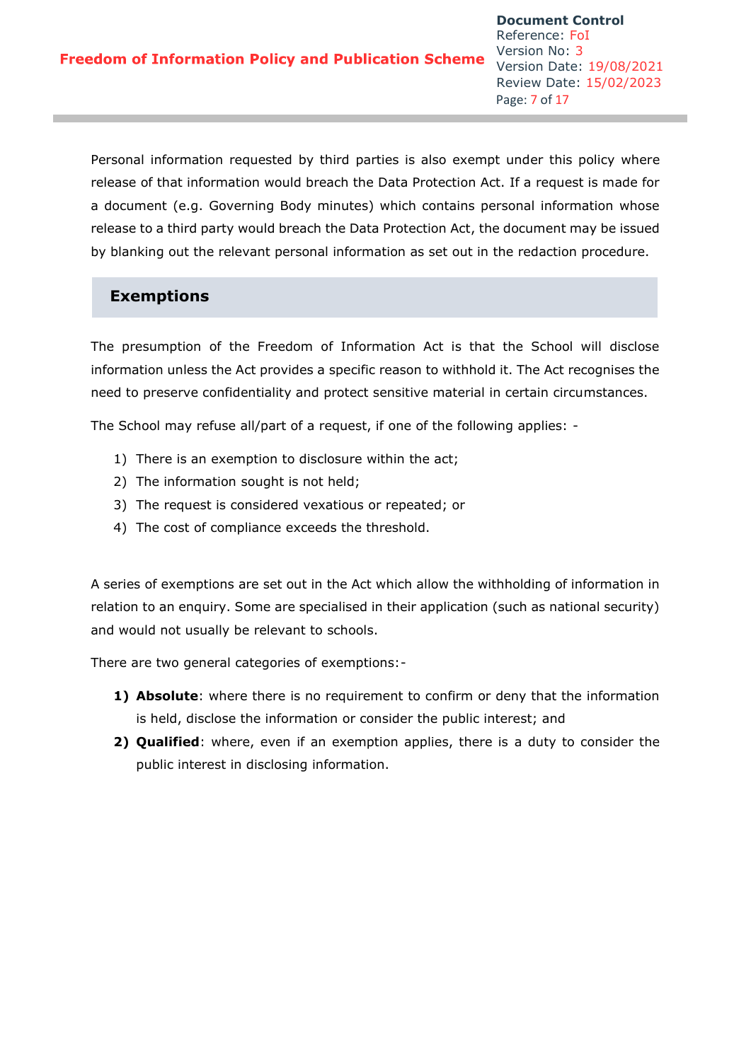Personal information requested by third parties is also exempt under this policy where release of that information would breach the Data Protection Act. If a request is made for a document (e.g. Governing Body minutes) which contains personal information whose release to a third party would breach the Data Protection Act, the document may be issued by blanking out the relevant personal information as set out in the redaction procedure.

## Exemptions

The presumption of the Freedom of Information Act is that the School will disclose information unless the Act provides a specific reason to withhold it. The Act recognises the need to preserve confidentiality and protect sensitive material in certain circumstances.

The School may refuse all/part of a request, if one of the following applies: -

1) There is an exemption to disclosure within the act;
2) The information sought is not held;
3) The request is considered vexatious or repeated; or
4) The cost of compliance exceeds the threshold.

A series of exemptions are set out in the Act which allow the withholding of information in relation to an enquiry. Some are specialised in their application (such as national security) and would not usually be relevant to schools.

There are two general categories of exemptions:-

1) **Absolute**: where there is no requirement to confirm or deny that the information is held, disclose the information or consider the public interest; and
2) **Qualified**: where, even if an exemption applies, there is a duty to consider the public interest in disclosing information.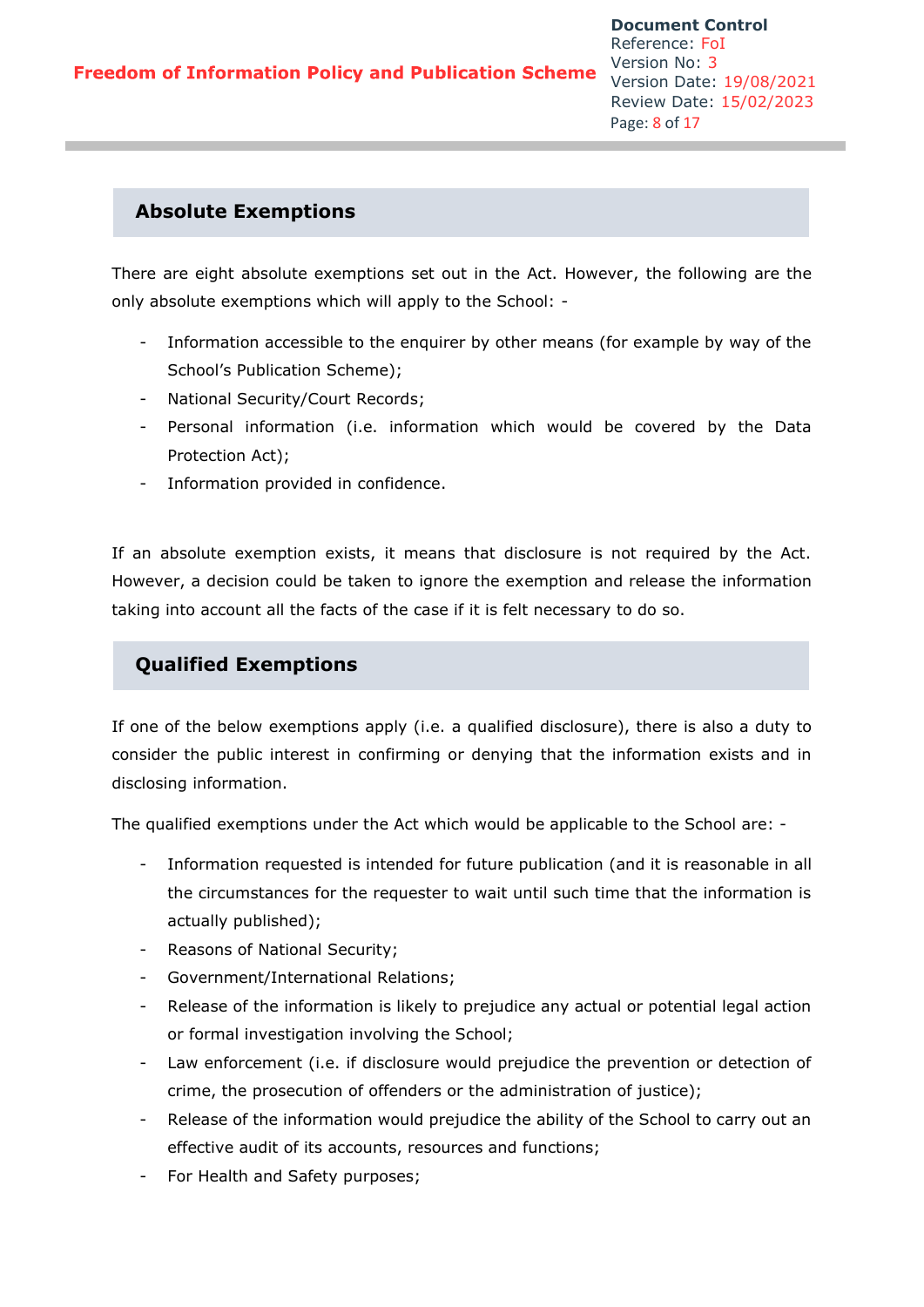## Absolute Exemptions

There are eight absolute exemptions set out in the Act. However, the following are the only absolute exemptions which will apply to the School: -

- Information accessible to the enquirer by other means (for example by way of the School's Publication Scheme);
- National Security/Court Records;
- Personal information (i.e. information which would be covered by the Data Protection Act);
- Information provided in confidence.

If an absolute exemption exists, it means that disclosure is not required by the Act. However, a decision could be taken to ignore the exemption and release the information taking into account all the facts of the case if it is felt necessary to do so.

## Qualified Exemptions

If one of the below exemptions apply (i.e. a qualified disclosure), there is also a duty to consider the public interest in confirming or denying that the information exists and in disclosing information.

The qualified exemptions under the Act which would be applicable to the School are: -

- Information requested is intended for future publication (and it is reasonable in all the circumstances for the requester to wait until such time that the information is actually published);
- Reasons of National Security;
- Government/International Relations;
- Release of the information is likely to prejudice any actual or potential legal action or formal investigation involving the School;
- Law enforcement (i.e. if disclosure would prejudice the prevention or detection of crime, the prosecution of offenders or the administration of justice);
- Release of the information would prejudice the ability of the School to carry out an effective audit of its accounts, resources and functions;
- For Health and Safety purposes;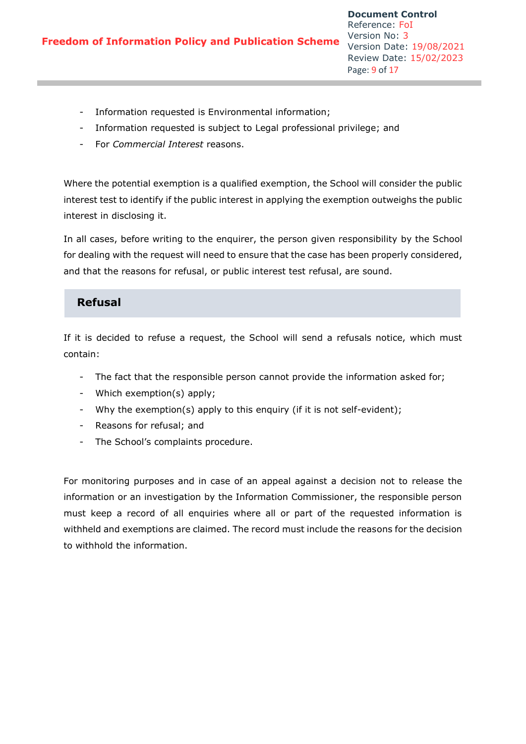- Information requested is Environmental information;
- Information requested is subject to Legal professional privilege; and
- For *Commercial Interest* reasons.

Where the potential exemption is a qualified exemption, the School will consider the public interest test to identify if the public interest in applying the exemption outweighs the public interest in disclosing it.

In all cases, before writing to the enquirer, the person given responsibility by the School for dealing with the request will need to ensure that the case has been properly considered, and that the reasons for refusal, or public interest test refusal, are sound.

## Refusal

If it is decided to refuse a request, the School will send a refusals notice, which must contain:

- The fact that the responsible person cannot provide the information asked for;
- Which exemption(s) apply;
- Why the exemption(s) apply to this enquiry (if it is not self-evident);
- Reasons for refusal; and
- The School's complaints procedure.

For monitoring purposes and in case of an appeal against a decision not to release the information or an investigation by the Information Commissioner, the responsible person must keep a record of all enquiries where all or part of the requested information is withheld and exemptions are claimed. The record must include the reasons for the decision to withhold the information.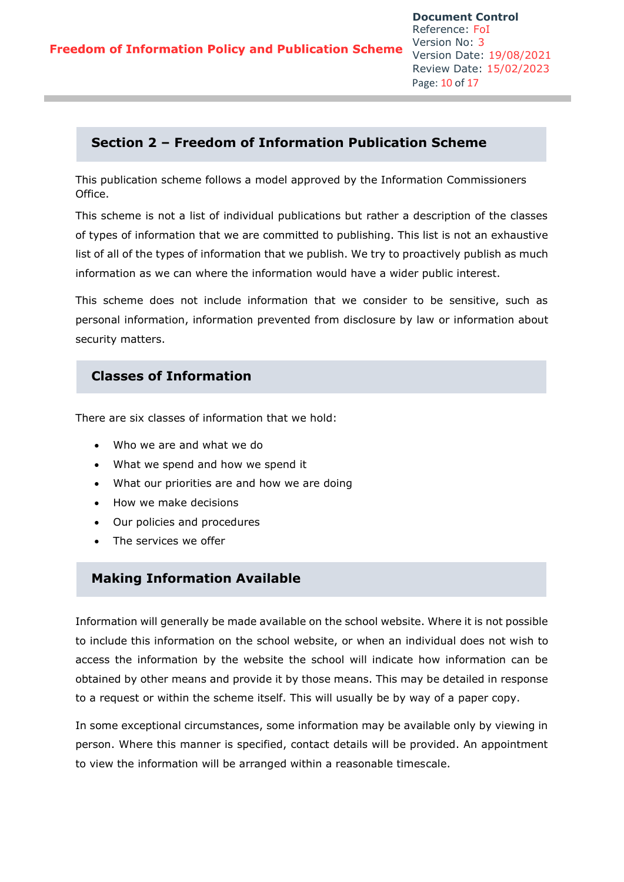## Section 2 – Freedom of Information Publication Scheme

This publication scheme follows a model approved by the Information Commissioners Office.

This scheme is not a list of individual publications but rather a description of the classes of types of information that we are committed to publishing. This list is not an exhaustive list of all of the types of information that we publish. We try to proactively publish as much information as we can where the information would have a wider public interest.

This scheme does not include information that we consider to be sensitive, such as personal information, information prevented from disclosure by law or information about security matters.

## Classes of Information

There are six classes of information that we hold:

- Who we are and what we do
- What we spend and how we spend it
- What our priorities are and how we are doing
- How we make decisions
- Our policies and procedures
- The services we offer

## Making Information Available

Information will generally be made available on the school website. Where it is not possible to include this information on the school website, or when an individual does not wish to access the information by the website the school will indicate how information can be obtained by other means and provide it by those means. This may be detailed in response to a request or within the scheme itself. This will usually be by way of a paper copy.

In some exceptional circumstances, some information may be available only by viewing in person. Where this manner is specified, contact details will be provided. An appointment to view the information will be arranged within a reasonable timescale.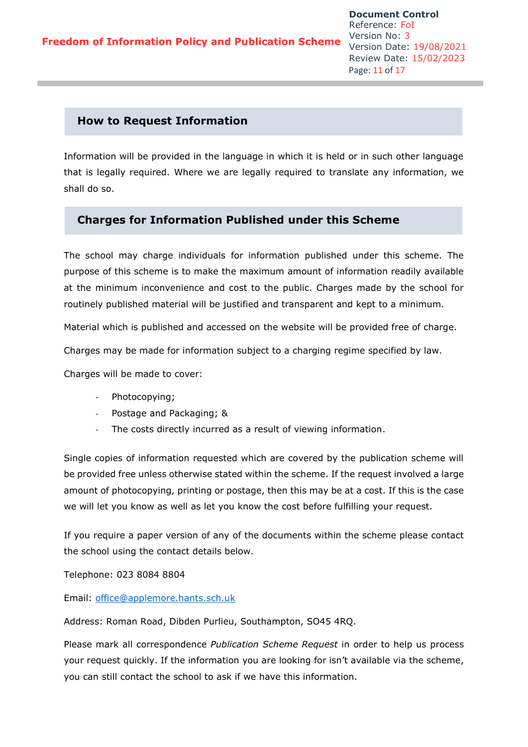## How to Request Information

Information will be provided in the language in which it is held or in such other language that is legally required. Where we are legally required to translate any information, we shall do so.

## Charges for Information Published under this Scheme

The school may charge individuals for information published under this scheme. The purpose of this scheme is to make the maximum amount of information readily available at the minimum inconvenience and cost to the public. Charges made by the school for routinely published material will be justified and transparent and kept to a minimum.

Material which is published and accessed on the website will be provided free of charge.

Charges may be made for information subject to a charging regime specified by law.

Charges will be made to cover:

- Photocopying;
- Postage and Packaging; &
- The costs directly incurred as a result of viewing information.

Single copies of information requested which are covered by the publication scheme will be provided free unless otherwise stated within the scheme. If the request involved a large amount of photocopying, printing or postage, then this may be at a cost. If this is the case we will let you know as well as let you know the cost before fulfilling your request.

If you require a paper version of any of the documents within the scheme please contact the school using the contact details below.

Telephone: 023 8084 8804

Email: [office@applemore.hants.sch.uk](mailto:office@applemore.hants.sch.uk)

Address: Roman Road, Dibden Purlieu, Southampton, SO45 4RQ.

Please mark all correspondence *Publication Scheme Request* in order to help us process your request quickly. If the information you are looking for isn't available via the scheme, you can still contact the school to ask if we have this information.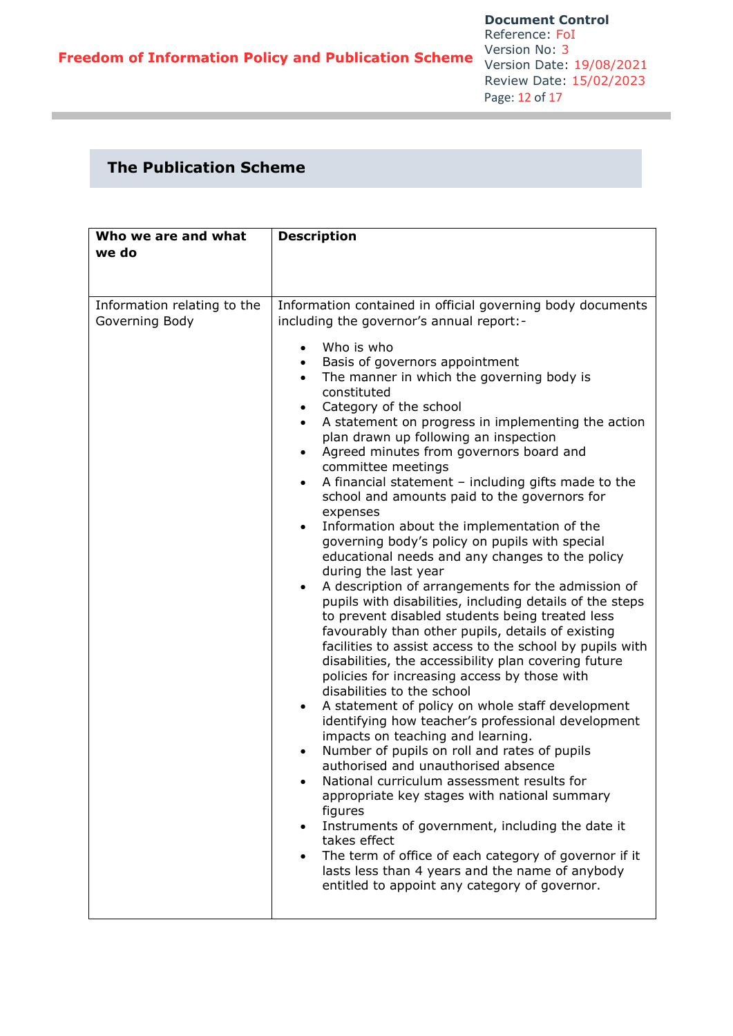## The Publication Scheme

| Who we are and what we do | Description |
|---|---|
| Information relating to the Governing Body | Information contained in official governing body documents including the governor's annual report:-<br><br>• Who is who<br>• Basis of governors appointment<br>• The manner in which the governing body is constituted<br>• Category of the school<br>• A statement on progress in implementing the action plan drawn up following an inspection<br>• Agreed minutes from governors board and committee meetings<br>• A financial statement – including gifts made to the school and amounts paid to the governors for expenses<br>• Information about the implementation of the governing body's policy on pupils with special educational needs and any changes to the policy during the last year<br>• A description of arrangements for the admission of pupils with disabilities, including details of the steps to prevent disabled students being treated less favourably than other pupils, details of existing facilities to assist access to the school by pupils with disabilities, the accessibility plan covering future policies for increasing access by those with disabilities to the school<br>• A statement of policy on whole staff development identifying how teacher's professional development impacts on teaching and learning.<br>• Number of pupils on roll and rates of pupils authorised and unauthorised absence<br>• National curriculum assessment results for appropriate key stages with national summary figures<br>• Instruments of government, including the date it takes effect<br>• The term of office of each category of governor if it lasts less than 4 years and the name of anybody entitled to appoint any category of governor. |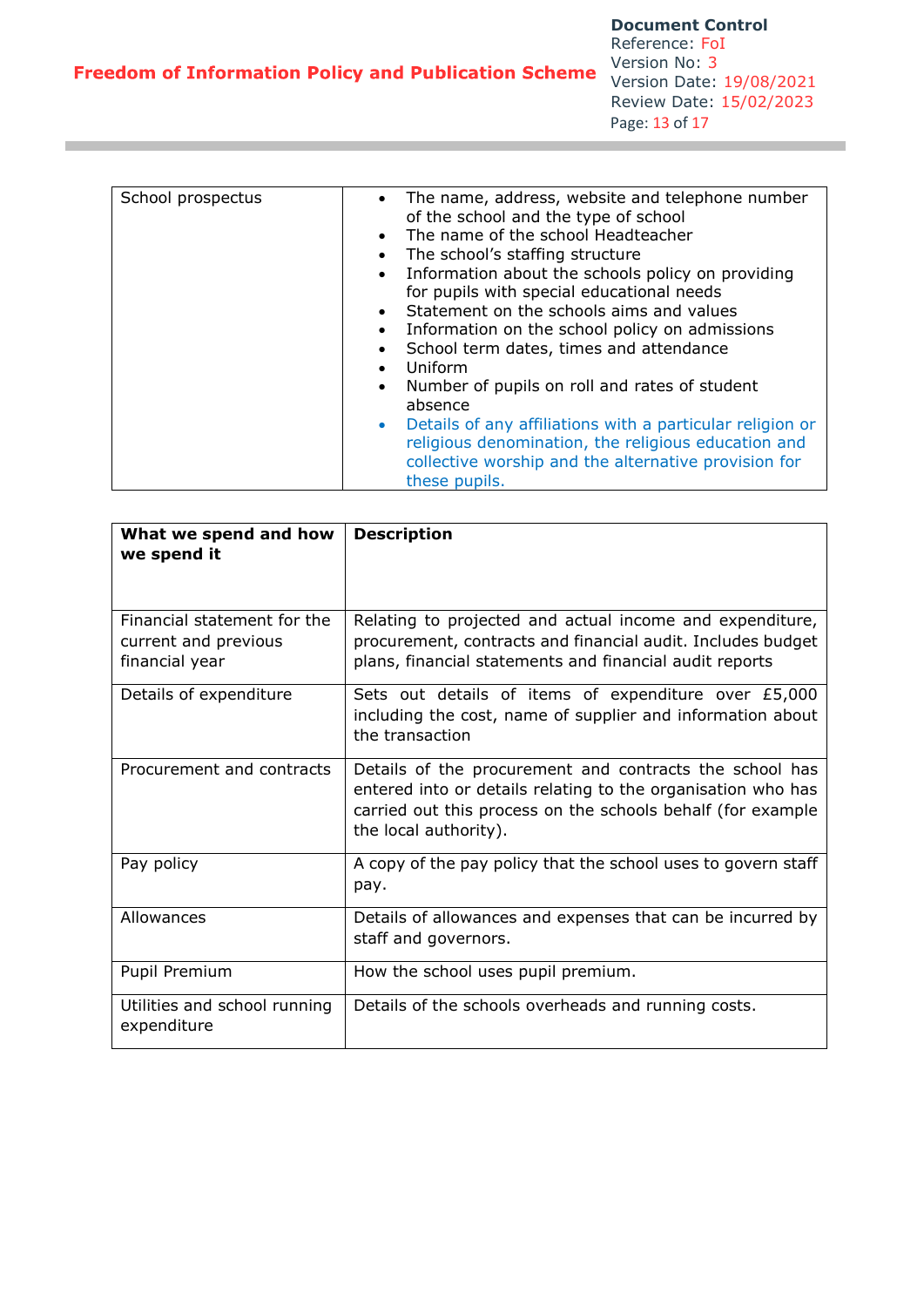| School prospectus | • The name, address, website and telephone number of the school and the type of school<br>• The name of the school Headteacher<br>• The school's staffing structure<br>• Information about the schools policy on providing for pupils with special educational needs<br>• Statement on the schools aims and values<br>• Information on the school policy on admissions<br>• School term dates, times and attendance<br>• Uniform<br>• Number of pupils on roll and rates of student absence<br>• Details of any affiliations with a particular religion or religious denomination, the religious education and collective worship and the alternative provision for these pupils. |
|---|---|

| **What we spend and how we spend it** | **Description** |
|---|---|
| Financial statement for the current and previous financial year | Relating to projected and actual income and expenditure, procurement, contracts and financial audit. Includes budget plans, financial statements and financial audit reports |
| Details of expenditure | Sets out details of items of expenditure over £5,000 including the cost, name of supplier and information about the transaction |
| Procurement and contracts | Details of the procurement and contracts the school has entered into or details relating to the organisation who has carried out this process on the schools behalf (for example the local authority). |
| Pay policy | A copy of the pay policy that the school uses to govern staff pay. |
| Allowances | Details of allowances and expenses that can be incurred by staff and governors. |
| Pupil Premium | How the school uses pupil premium. |
| Utilities and school running expenditure | Details of the schools overheads and running costs. |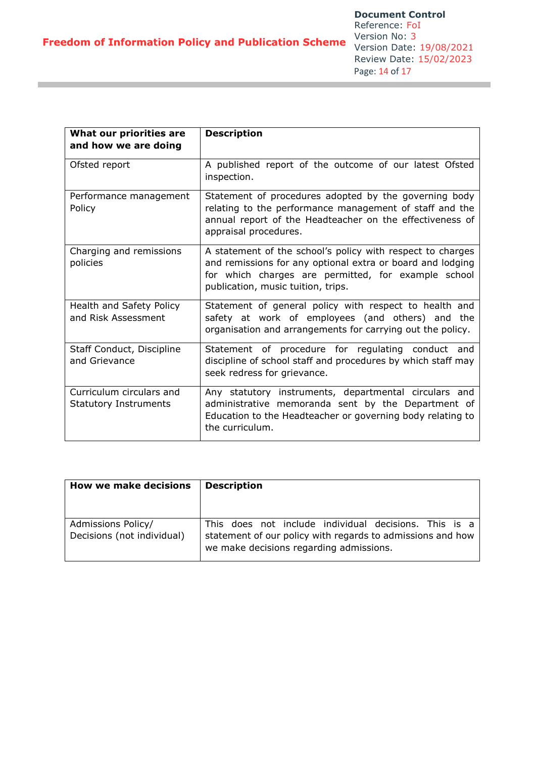| What our priorities are and how we are doing | Description |
| --- | --- |
| Ofsted report | A published report of the outcome of our latest Ofsted inspection. |
| Performance management Policy | Statement of procedures adopted by the governing body relating to the performance management of staff and the annual report of the Headteacher on the effectiveness of appraisal procedures. |
| Charging and remissions policies | A statement of the school's policy with respect to charges and remissions for any optional extra or board and lodging for which charges are permitted, for example school publication, music tuition, trips. |
| Health and Safety Policy and Risk Assessment | Statement of general policy with respect to health and safety at work of employees (and others) and the organisation and arrangements for carrying out the policy. |
| Staff Conduct, Discipline and Grievance | Statement of procedure for regulating conduct and discipline of school staff and procedures by which staff may seek redress for grievance. |
| Curriculum circulars and Statutory Instruments | Any statutory instruments, departmental circulars and administrative memoranda sent by the Department of Education to the Headteacher or governing body relating to the curriculum. |

| How we make decisions | Description |
| --- | --- |
| Admissions Policy/ Decisions (not individual) | This does not include individual decisions. This is a statement of our policy with regards to admissions and how we make decisions regarding admissions. |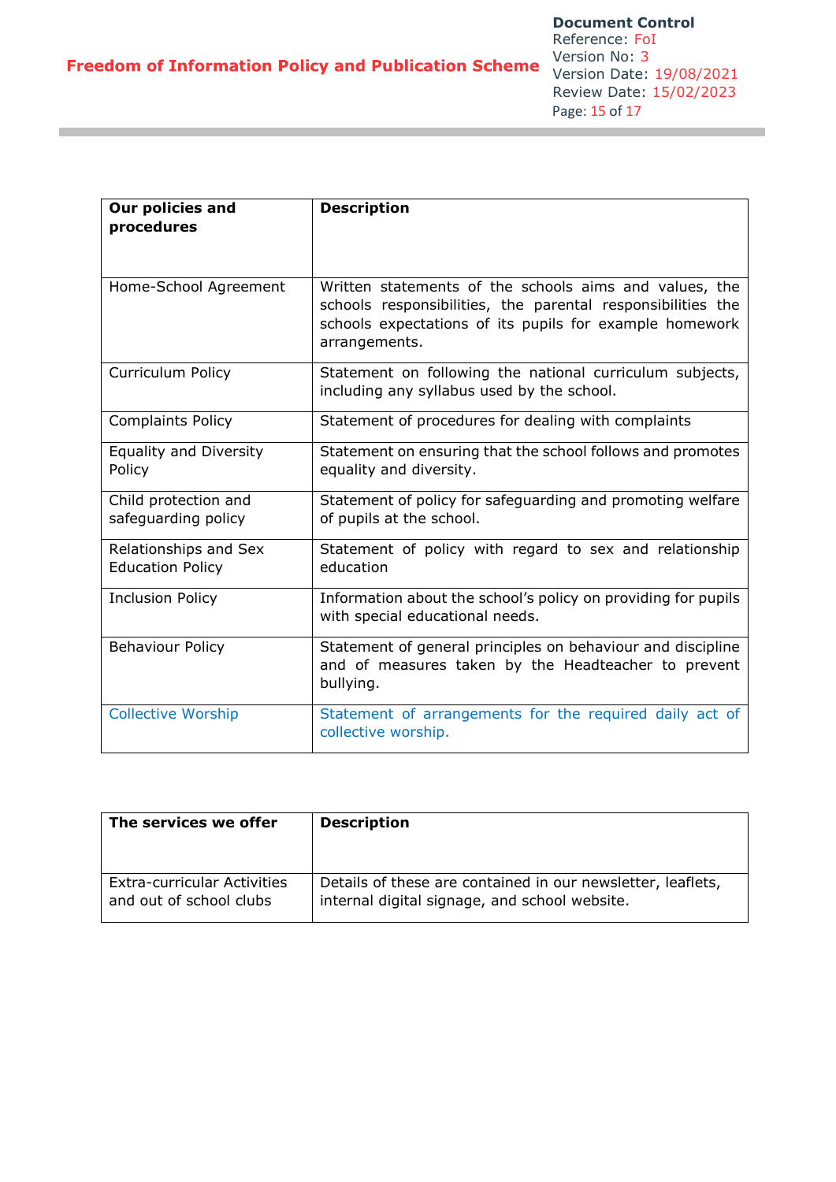| Our policies and procedures | Description |
|---|---|
| Home-School Agreement | Written statements of the schools aims and values, the schools responsibilities, the parental responsibilities the schools expectations of its pupils for example homework arrangements. |
| Curriculum Policy | Statement on following the national curriculum subjects, including any syllabus used by the school. |
| Complaints Policy | Statement of procedures for dealing with complaints |
| Equality and Diversity Policy | Statement on ensuring that the school follows and promotes equality and diversity. |
| Child protection and safeguarding policy | Statement of policy for safeguarding and promoting welfare of pupils at the school. |
| Relationships and Sex Education Policy | Statement of policy with regard to sex and relationship education |
| Inclusion Policy | Information about the school's policy on providing for pupils with special educational needs. |
| Behaviour Policy | Statement of general principles on behaviour and discipline and of measures taken by the Headteacher to prevent bullying. |
| Collective Worship | Statement of arrangements for the required daily act of collective worship. |

| The services we offer | Description |
|---|---|
| Extra-curricular Activities and out of school clubs | Details of these are contained in our newsletter, leaflets, internal digital signage, and school website. |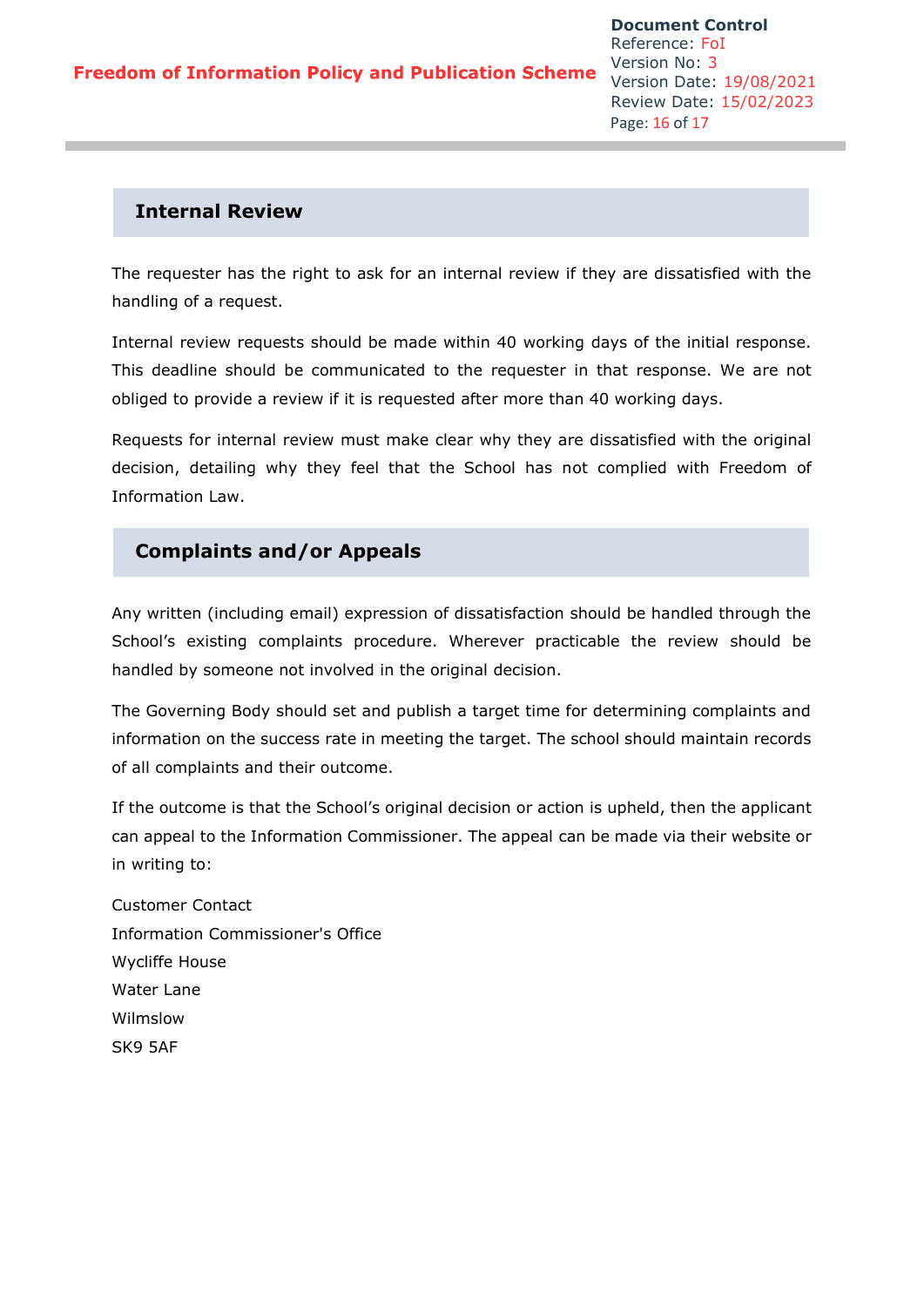## Internal Review

The requester has the right to ask for an internal review if they are dissatisfied with the handling of a request.

Internal review requests should be made within 40 working days of the initial response. This deadline should be communicated to the requester in that response. We are not obliged to provide a review if it is requested after more than 40 working days.

Requests for internal review must make clear why they are dissatisfied with the original decision, detailing why they feel that the School has not complied with Freedom of Information Law.

## Complaints and/or Appeals

Any written (including email) expression of dissatisfaction should be handled through the School's existing complaints procedure. Wherever practicable the review should be handled by someone not involved in the original decision.

The Governing Body should set and publish a target time for determining complaints and information on the success rate in meeting the target. The school should maintain records of all complaints and their outcome.

If the outcome is that the School's original decision or action is upheld, then the applicant can appeal to the Information Commissioner. The appeal can be made via their website or in writing to:

Customer Contact
Information Commissioner's Office
Wycliffe House
Water Lane
Wilmslow
SK9 5AF